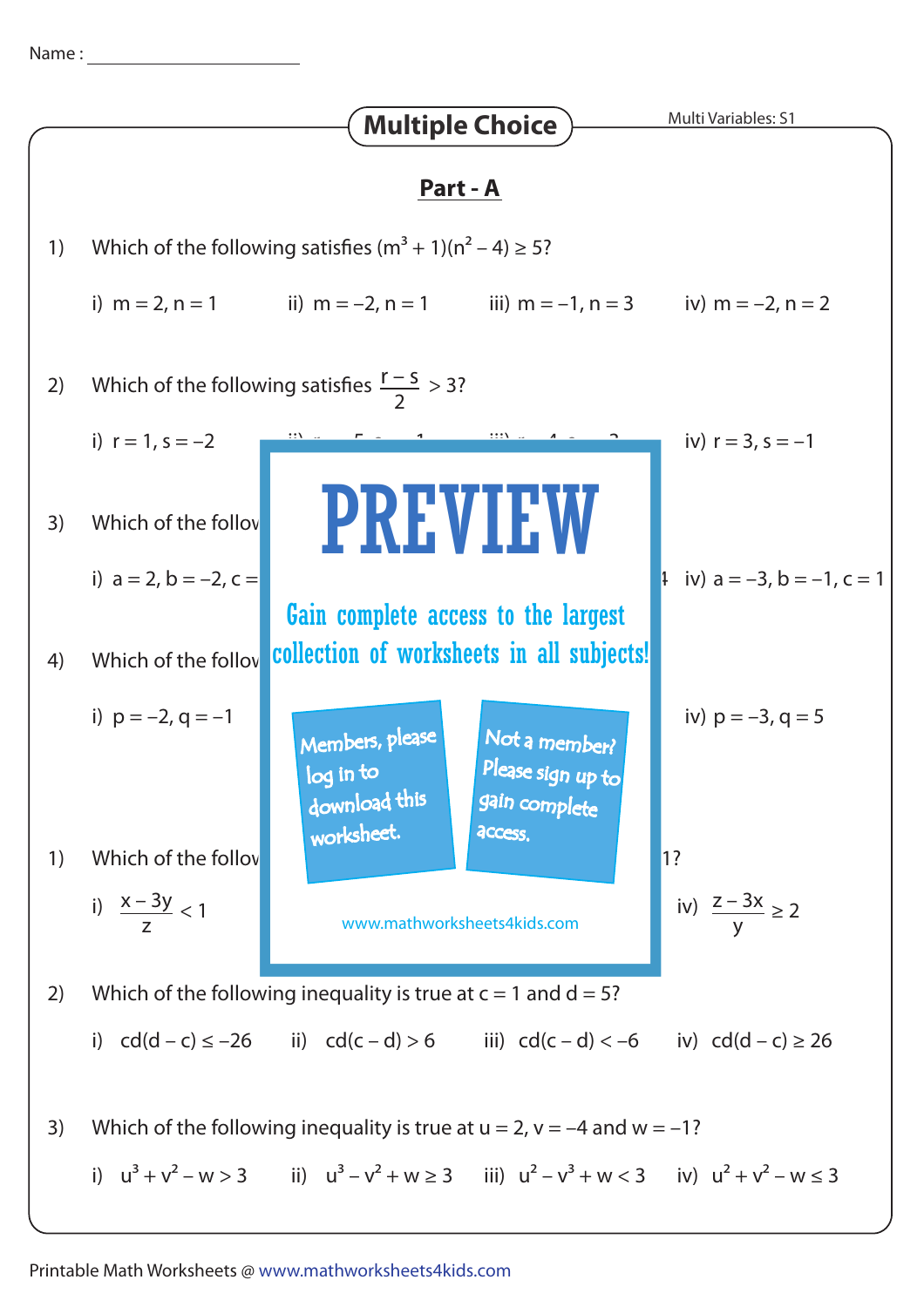Name : ____________________

## Multiple Choice

Multi Variables: S1

### Part - A

1) Which of the following satisfies $(m^3 + 1)(n^2 - 4) \geq 5$?

i) $m = 2, n = 1$  ii) $m = -2, n = 1$  iii) $m = -1, n = 3$  iv) $m = -2, n = 2$

2) Which of the following satisfies $\frac{r - s}{2} > 3$?

i) $r = 1, s = -2$  iv) $r = 3, s = -1$

3) Which of the follov

i) $a = 2, b = -2, c =$  iv) $a = -3, b = -1, c = 1$

4) Which of the follov

i) $p = -2, q = -1$  iv) $p = -3, q = 5$

PREVIEW

Gain complete access to the largest collection of worksheets in all subjects!

Members, please log in to download this worksheet.

Not a member? Please sign up to gain complete access.

www.mathworksheets4kids.com

1) Which of the follov 1?

i) $\frac{x - 3y}{z} < 1$  iv) $\frac{z - 3x}{y} \geq 2$

2) Which of the following inequality is true at $c = 1$ and $d = 5$?

i) $cd(d - c) \leq -26$  ii) $cd(c - d) > 6$  iii) $cd(c - d) < -6$  iv) $cd(d - c) \geq 26$

3) Which of the following inequality is true at $u = 2$, $v = -4$ and $w = -1$?

i) $u^3 + v^2 - w > 3$  ii) $u^3 - v^2 + w \geq 3$  iii) $u^2 - v^3 + w < 3$  iv) $u^2 + v^2 - w \leq 3$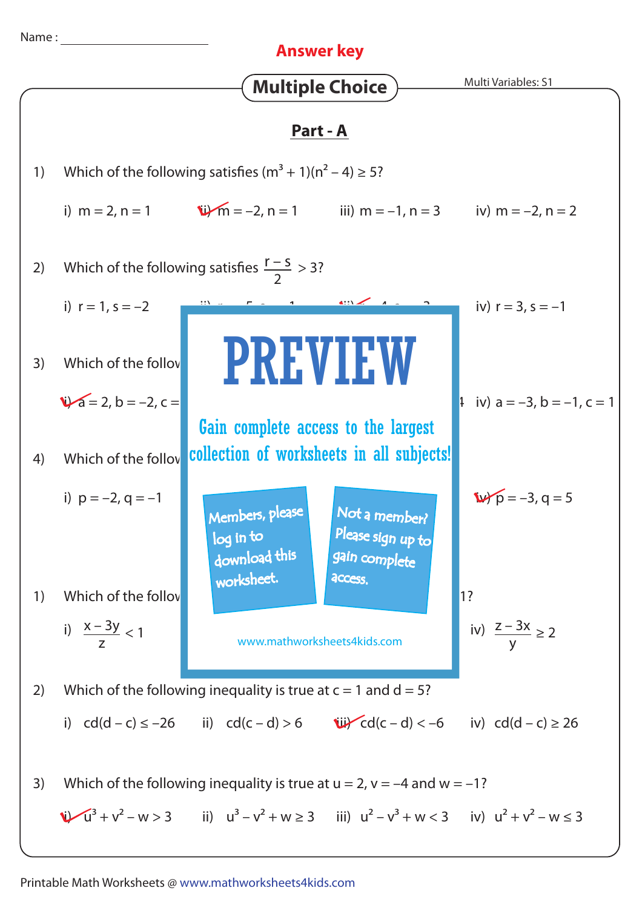Name : ____________________

**Answer key**

## Multiple Choice

Multi Variables: S1

### Part - A

1) Which of the following satisfies $(m^3 + 1)(n^2 - 4) \geq 5$?

i) $m = 2, n = 1$ ii) $m = -2, n = 1$ ✓ iii) $m = -1, n = 3$ iv) $m = -2, n = 2$

2) Which of the following satisfies $\frac{r - s}{2} > 3$?

i) $r = 1, s = -2$ ii) ... iii) ... ✓ iv) $r = 3, s = -1$

3) Which of the follov...

i) $a = 2, b = -2, c =$ ... ✓ iv) $a = -3, b = -1, c = 1$

4) Which of the follov...

i) $p = -2, q = -1$ iv) $p = -3, q = 5$ ✓

**PREVIEW**

Gain complete access to the largest collection of worksheets in all subjects!

Members, please log in to download this worksheet.

Not a member? Please sign up to gain complete access.

www.mathworksheets4kids.com

1) Which of the follov... 1?

i) $\frac{x - 3y}{z} < 1$ iv) $\frac{z - 3x}{y} \geq 2$

2) Which of the following inequality is true at $c = 1$ and $d = 5$?

i) $cd(d - c) \leq -26$ ii) $cd(c - d) > 6$ iii) $cd(c - d) < -6$ ✓ iv) $cd(d - c) \geq 26$

3) Which of the following inequality is true at $u = 2$, $v = -4$ and $w = -1$?

i) $u^3 + v^2 - w > 3$ ✓ ii) $u^3 - v^2 + w \geq 3$ iii) $u^2 - v^3 + w < 3$ iv) $u^2 + v^2 - w \leq 3$

Printable Math Worksheets @ www.mathworksheets4kids.com